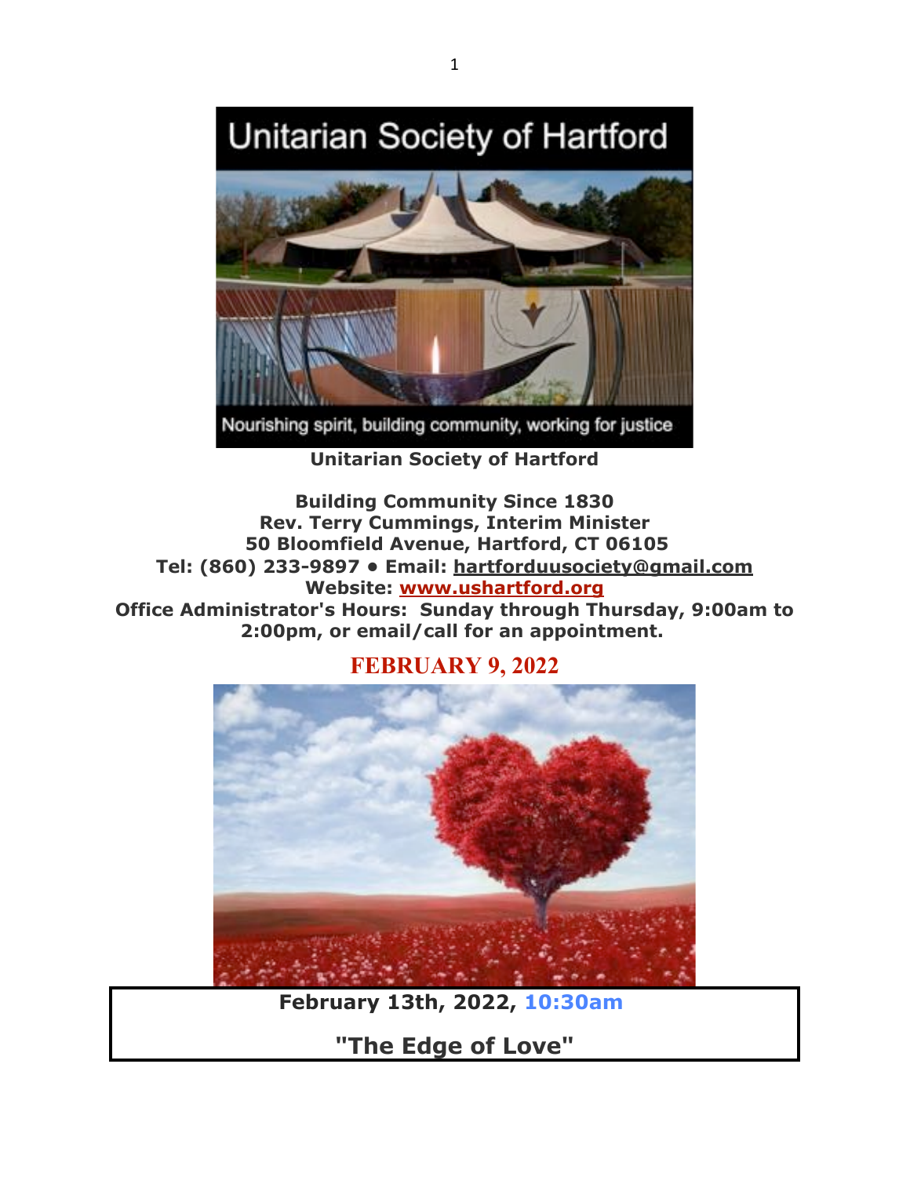**Unitarian Society of Hartford**

**Building Community Since 1830**
**Rev. Terry Cummings, Interim Minister**
**50 Bloomfield Avenue, Hartford, CT 06105**
**Tel: (860) 233-9897 • Email: hartforduusociety@gmail.com**
**Website: www.ushartford.org**
**Office Administrator's Hours: Sunday through Thursday, 9:00am to 2:00pm, or email/call for an appointment.**

## FEBRUARY 9, 2022

**February 13th, 2022, 10:30am**

**"The Edge of Love"**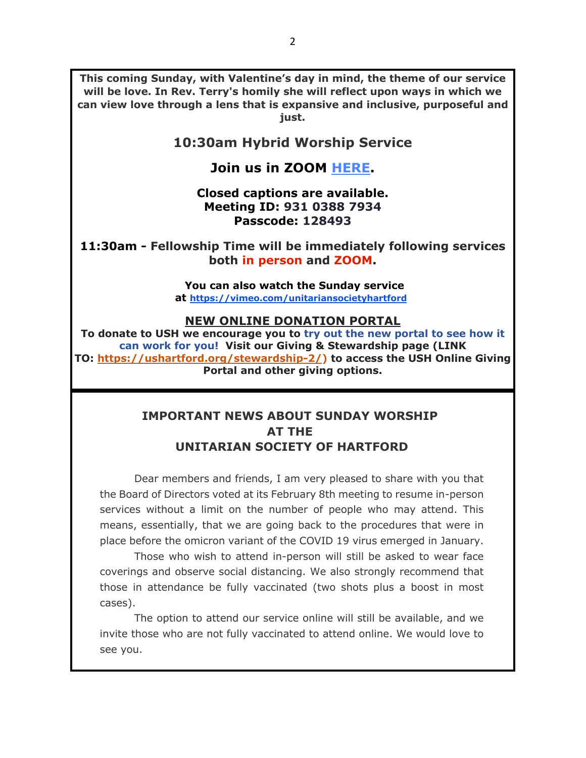**This coming Sunday, with Valentine's day in mind, the theme of our service will be love. In Rev. Terry's homily she will reflect upon ways in which we can view love through a lens that is expansive and inclusive, purposeful and just.**

## 10:30am Hybrid Worship Service

## Join us in ZOOM HERE.

**Closed captions are available.**
**Meeting ID: 931 0388 7934**
**Passcode: 128493**

**11:30am - Fellowship Time will be immediately following services both in person and ZOOM.**

**You can also watch the Sunday service at https://vimeo.com/unitariansocietyhartford**

**NEW ONLINE DONATION PORTAL**

**To donate to USH we encourage you to try out the new portal to see how it can work for you! Visit our Giving & Stewardship page (LINK TO: https://ushartford.org/stewardship-2/) to access the USH Online Giving Portal and other giving options.**

---

## IMPORTANT NEWS ABOUT SUNDAY WORSHIP AT THE UNITARIAN SOCIETY OF HARTFORD

Dear members and friends, I am very pleased to share with you that the Board of Directors voted at its February 8th meeting to resume in-person services without a limit on the number of people who may attend. This means, essentially, that we are going back to the procedures that were in place before the omicron variant of the COVID 19 virus emerged in January.

Those who wish to attend in-person will still be asked to wear face coverings and observe social distancing. We also strongly recommend that those in attendance be fully vaccinated (two shots plus a boost in most cases).

The option to attend our service online will still be available, and we invite those who are not fully vaccinated to attend online. We would love to see you.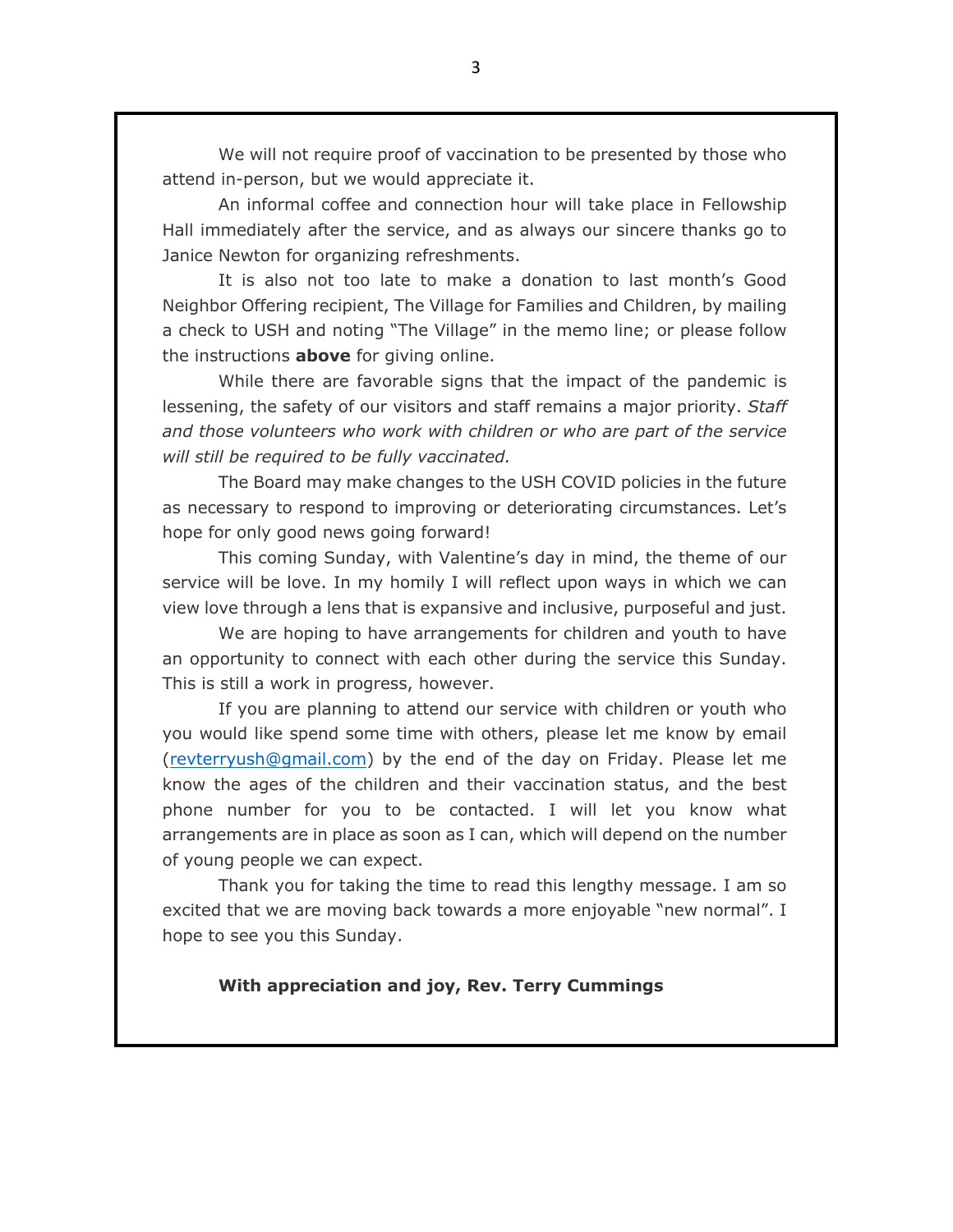We will not require proof of vaccination to be presented by those who attend in-person, but we would appreciate it.

An informal coffee and connection hour will take place in Fellowship Hall immediately after the service, and as always our sincere thanks go to Janice Newton for organizing refreshments.

It is also not too late to make a donation to last month's Good Neighbor Offering recipient, The Village for Families and Children, by mailing a check to USH and noting "The Village" in the memo line; or please follow the instructions **above** for giving online.

While there are favorable signs that the impact of the pandemic is lessening, the safety of our visitors and staff remains a major priority. *Staff and those volunteers who work with children or who are part of the service will still be required to be fully vaccinated.*

The Board may make changes to the USH COVID policies in the future as necessary to respond to improving or deteriorating circumstances. Let's hope for only good news going forward!

This coming Sunday, with Valentine's day in mind, the theme of our service will be love. In my homily I will reflect upon ways in which we can view love through a lens that is expansive and inclusive, purposeful and just.

We are hoping to have arrangements for children and youth to have an opportunity to connect with each other during the service this Sunday. This is still a work in progress, however.

If you are planning to attend our service with children or youth who you would like spend some time with others, please let me know by email (revterryush@gmail.com) by the end of the day on Friday. Please let me know the ages of the children and their vaccination status, and the best phone number for you to be contacted. I will let you know what arrangements are in place as soon as I can, which will depend on the number of young people we can expect.

Thank you for taking the time to read this lengthy message. I am so excited that we are moving back towards a more enjoyable "new normal". I hope to see you this Sunday.

**With appreciation and joy, Rev. Terry Cummings**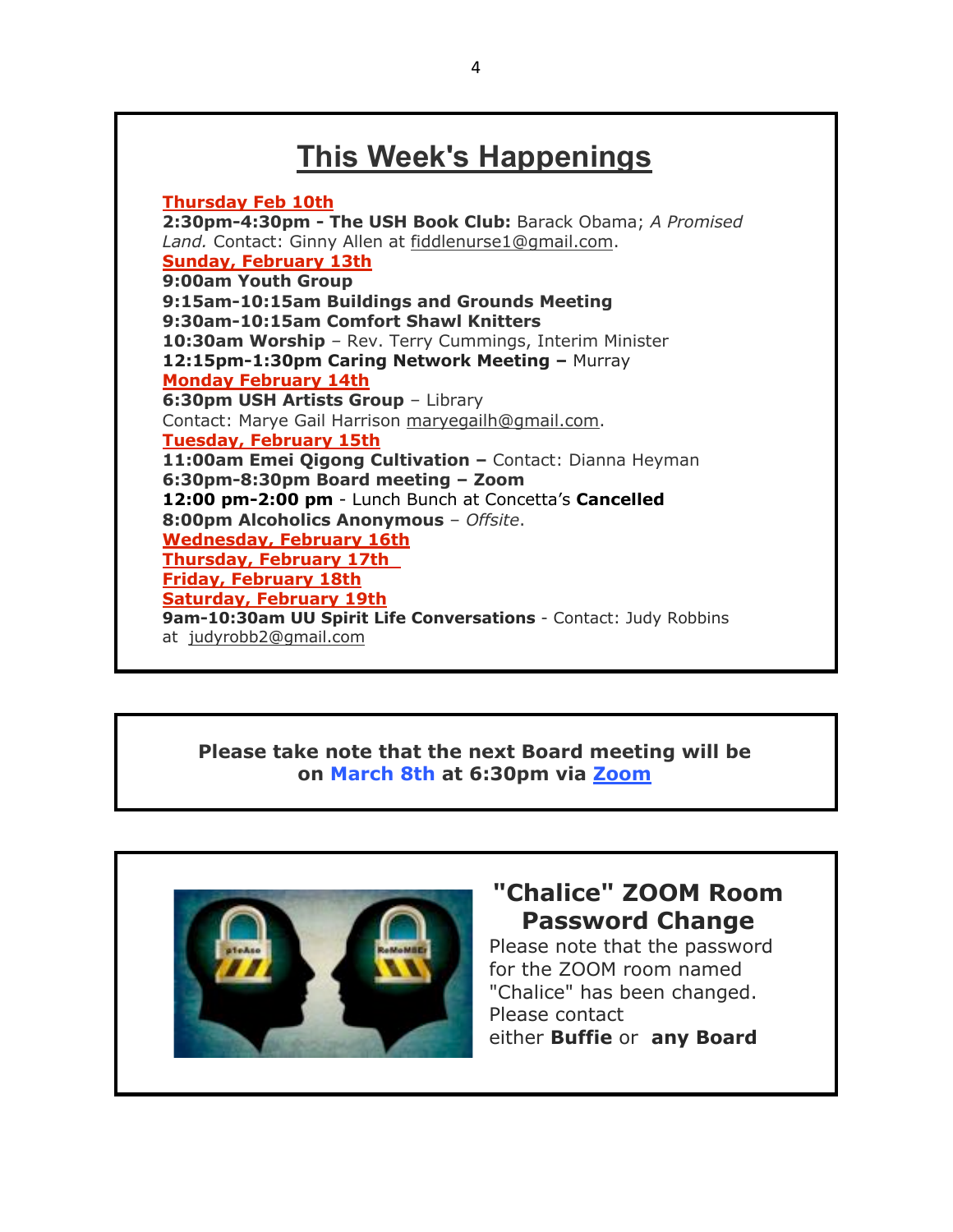# This Week's Happenings

**Thursday Feb 10th**
**2:30pm-4:30pm - The USH Book Club:** Barack Obama; *A Promised Land.* Contact: Ginny Allen at fiddlenurse1@gmail.com.
**Sunday, February 13th**
**9:00am Youth Group**
**9:15am-10:15am Buildings and Grounds Meeting**
**9:30am-10:15am Comfort Shawl Knitters**
**10:30am Worship** – Rev. Terry Cummings, Interim Minister
**12:15pm-1:30pm Caring Network Meeting –** Murray
**Monday February 14th**
**6:30pm USH Artists Group** – Library
Contact: Marye Gail Harrison maryegailh@gmail.com.
**Tuesday, February 15th**
**11:00am Emei Qigong Cultivation –** Contact: Dianna Heyman
**6:30pm-8:30pm Board meeting – Zoom**
**12:00 pm-2:00 pm** - Lunch Bunch at Concetta's **Cancelled**
**8:00pm Alcoholics Anonymous** – *Offsite*.
**Wednesday, February 16th**
**Thursday, February 17th**
**Friday, February 18th**
**Saturday, February 19th**
**9am-10:30am UU Spirit Life Conversations** - Contact: Judy Robbins at judyrobb2@gmail.com

**Please take note that the next Board meeting will be on March 8th at 6:30pm via Zoom**

## "Chalice" ZOOM Room Password Change

Please note that the password for the ZOOM room named "Chalice" has been changed. Please contact either **Buffie** or **any Board**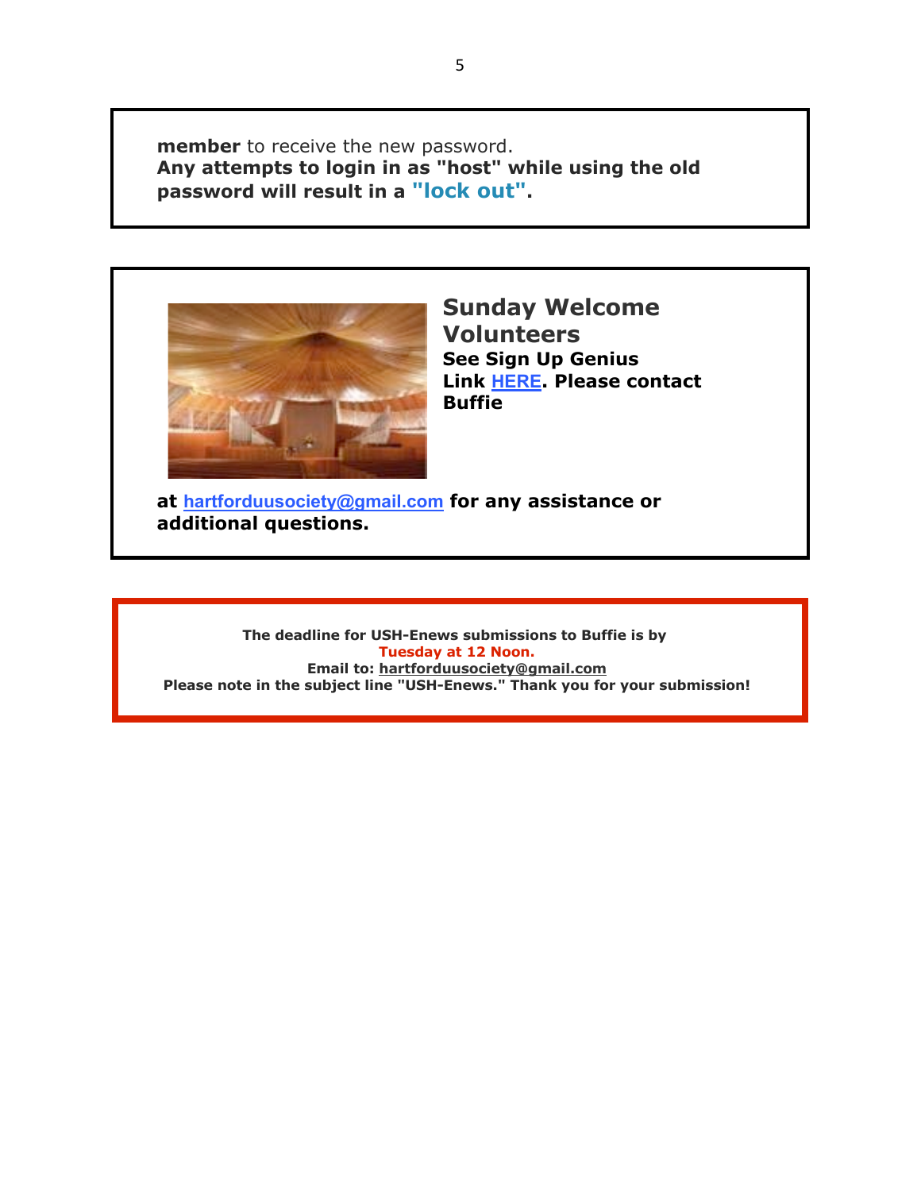**member** to receive the new password.
**Any attempts to login in as "host" while using the old password will result in a "lock out".**

## Sunday Welcome Volunteers

**See Sign Up Genius Link HERE. Please contact Buffie at hartforduusociety@gmail.com for any assistance or additional questions.**

**The deadline for USH-Enews submissions to Buffie is by**
**Tuesday at 12 Noon.**
**Email to: hartforduusociety@gmail.com**
**Please note in the subject line "USH-Enews." Thank you for your submission!**